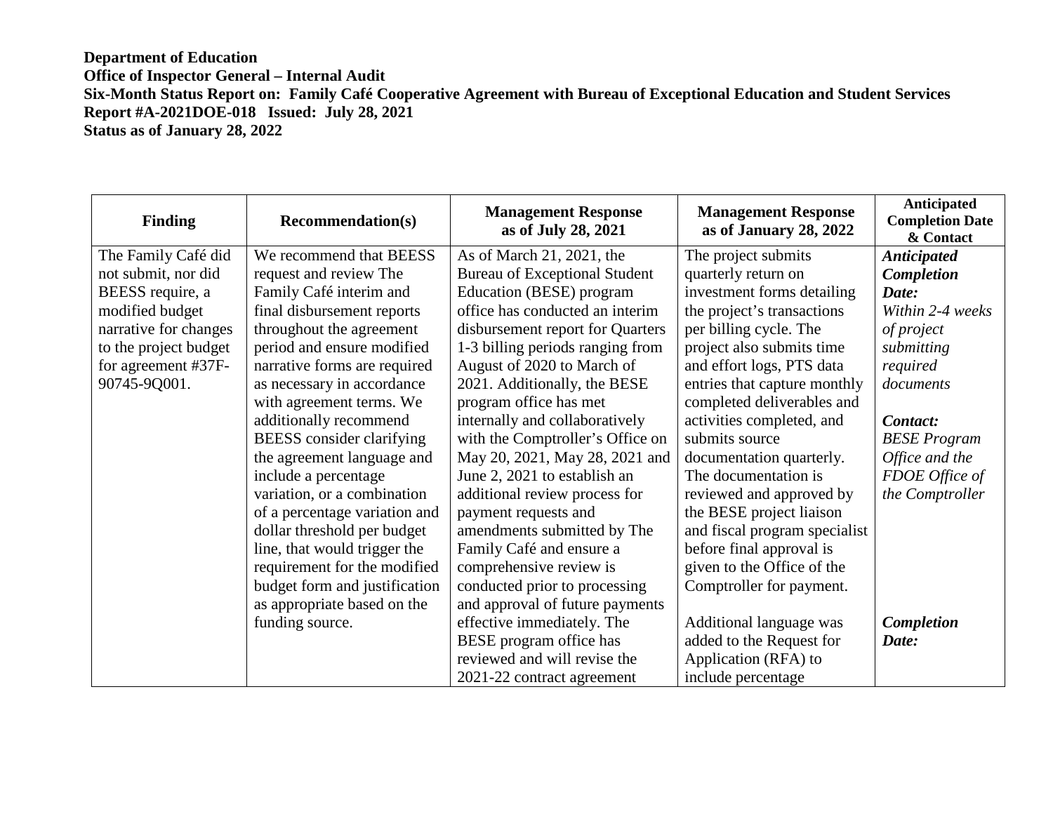**Department of Education**
**Office of Inspector General – Internal Audit**
**Six-Month Status Report on: Family Café Cooperative Agreement with Bureau of Exceptional Education and Student Services**
**Report #A-2021DOE-018 Issued: July 28, 2021**
**Status as of January 28, 2022**

| Finding | Recommendation(s) | Management Response as of July 28, 2021 | Management Response as of January 28, 2022 | Anticipated Completion Date & Contact |
|---|---|---|---|---|
| The Family Café did not submit, nor did BEESS require, a modified budget narrative for changes to the project budget for agreement #37F-90745-9Q001. | We recommend that BEESS request and review The Family Café interim and final disbursement reports throughout the agreement period and ensure modified narrative forms are required as necessary in accordance with agreement terms. We additionally recommend BEESS consider clarifying the agreement language and include a percentage variation, or a combination of a percentage variation and dollar threshold per budget line, that would trigger the requirement for the modified budget form and justification as appropriate based on the funding source. | As of March 21, 2021, the Bureau of Exceptional Student Education (BESE) program office has conducted an interim disbursement report for Quarters 1-3 billing periods ranging from August of 2020 to March of 2021. Additionally, the BESE program office has met internally and collaboratively with the Comptroller's Office on May 20, 2021, May 28, 2021 and June 2, 2021 to establish an additional review process for payment requests and amendments submitted by The Family Café and ensure a comprehensive review is conducted prior to processing and approval of future payments effective immediately. The BESE program office has reviewed and will revise the 2021-22 contract agreement | The project submits quarterly return on investment forms detailing the project's transactions per billing cycle. The project also submits time and effort logs, PTS data entries that capture monthly completed deliverables and activities completed, and submits source documentation quarterly. The documentation is reviewed and approved by the BESE project liaison and fiscal program specialist before final approval is given to the Office of the Comptroller for payment.<br><br>Additional language was added to the Request for Application (RFA) to include percentage | ***Anticipated Completion Date:*** *Within 2-4 weeks of project submitting required documents*<br><br>***Contact:*** *BESE Program Office and the FDOE Office of the Comptroller*<br><br>***Completion Date:*** |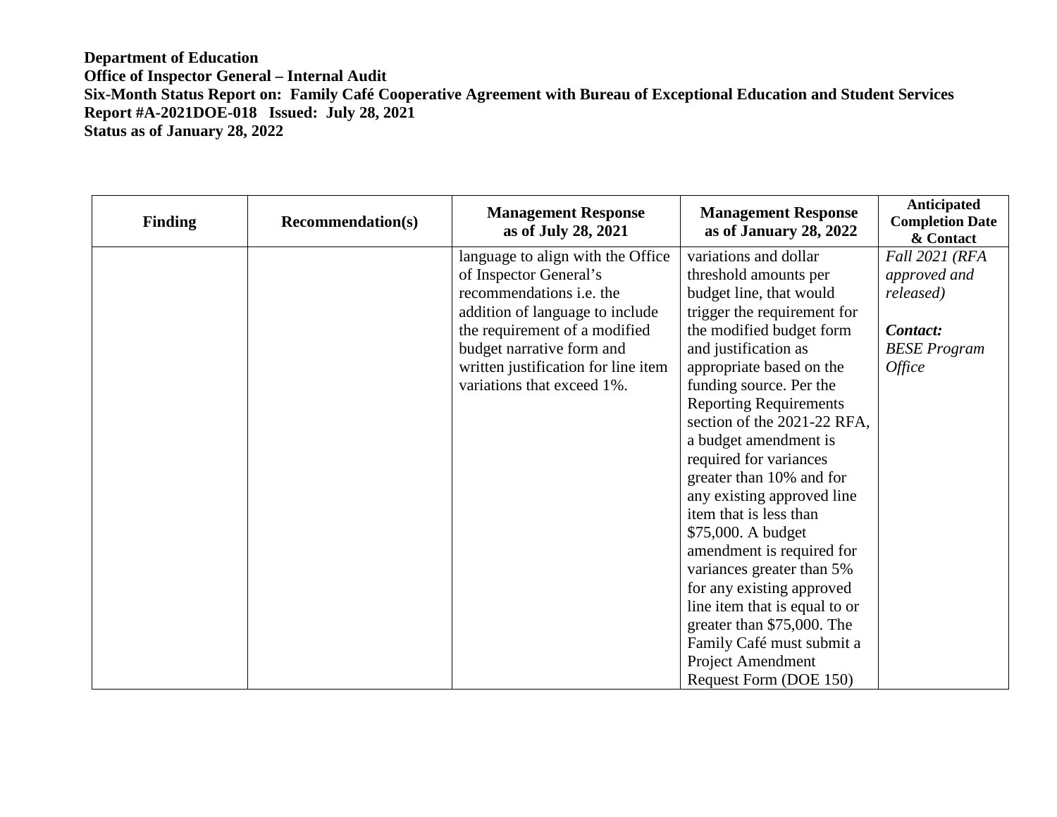**Department of Education**
**Office of Inspector General – Internal Audit**
**Six-Month Status Report on: Family Café Cooperative Agreement with Bureau of Exceptional Education and Student Services**
**Report #A-2021DOE-018 Issued: July 28, 2021**
**Status as of January 28, 2022**

| Finding | Recommendation(s) | Management Response as of July 28, 2021 | Management Response as of January 28, 2022 | Anticipated Completion Date & Contact |
|---|---|---|---|---|
| | | language to align with the Office of Inspector General's recommendations i.e. the addition of language to include the requirement of a modified budget narrative form and written justification for line item variations that exceed 1%. | variations and dollar threshold amounts per budget line, that would trigger the requirement for the modified budget form and justification as appropriate based on the funding source. Per the Reporting Requirements section of the 2021-22 RFA, a budget amendment is required for variances greater than 10% and for any existing approved line item that is less than $75,000. A budget amendment is required for variances greater than 5% for any existing approved line item that is equal to or greater than $75,000. The Family Café must submit a Project Amendment Request Form (DOE 150) | *Fall 2021 (RFA approved and released)*<br><br>***Contact:***<br>*BESE Program Office* |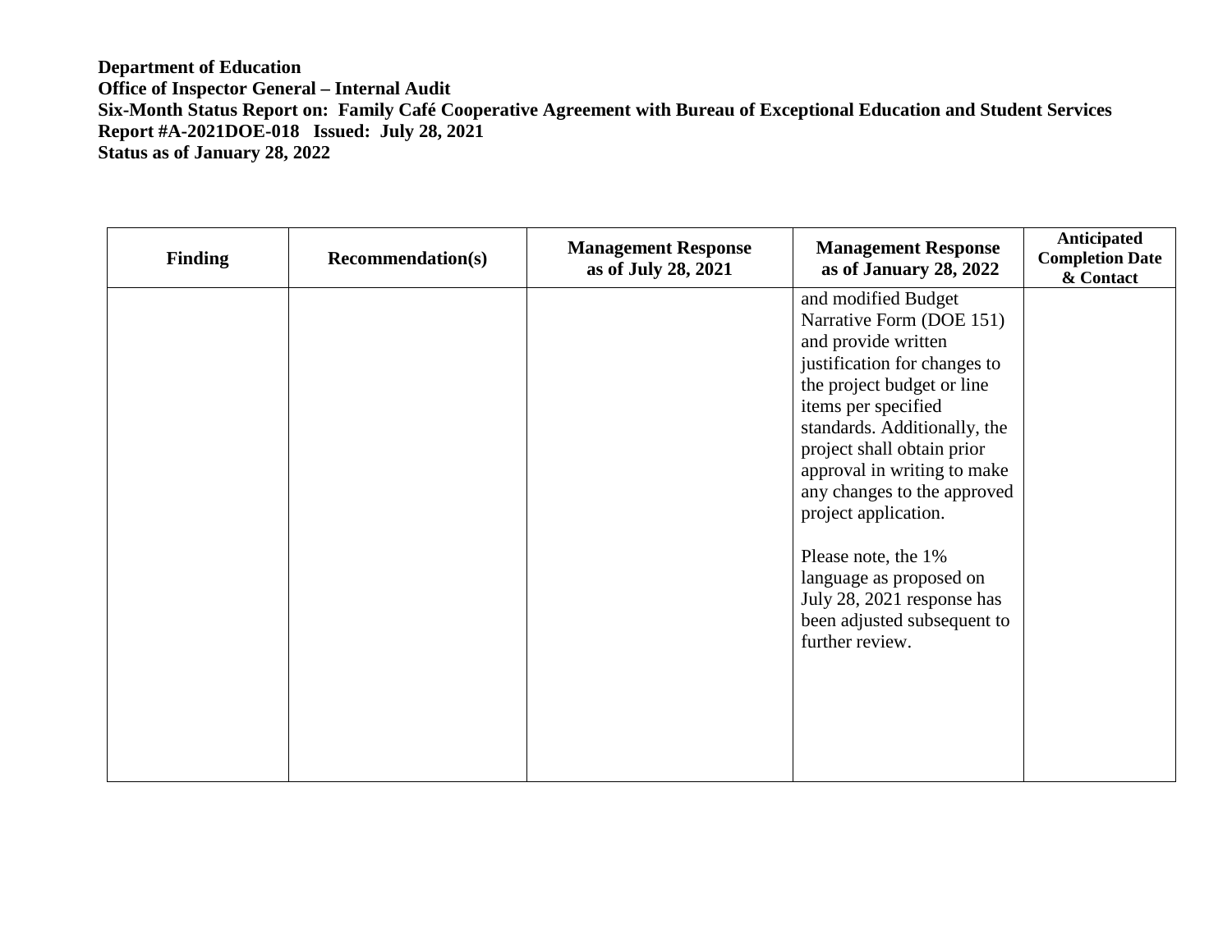**Department of Education**
**Office of Inspector General – Internal Audit**
**Six-Month Status Report on: Family Café Cooperative Agreement with Bureau of Exceptional Education and Student Services**
**Report #A-2021DOE-018 Issued: July 28, 2021**
**Status as of January 28, 2022**

| Finding | Recommendation(s) | Management Response as of July 28, 2021 | Management Response as of January 28, 2022 | Anticipated Completion Date & Contact |
|---|---|---|---|---|
| | | | and modified Budget Narrative Form (DOE 151) and provide written justification for changes to the project budget or line items per specified standards. Additionally, the project shall obtain prior approval in writing to make any changes to the approved project application.<br><br>Please note, the 1% language as proposed on July 28, 2021 response has been adjusted subsequent to further review. | |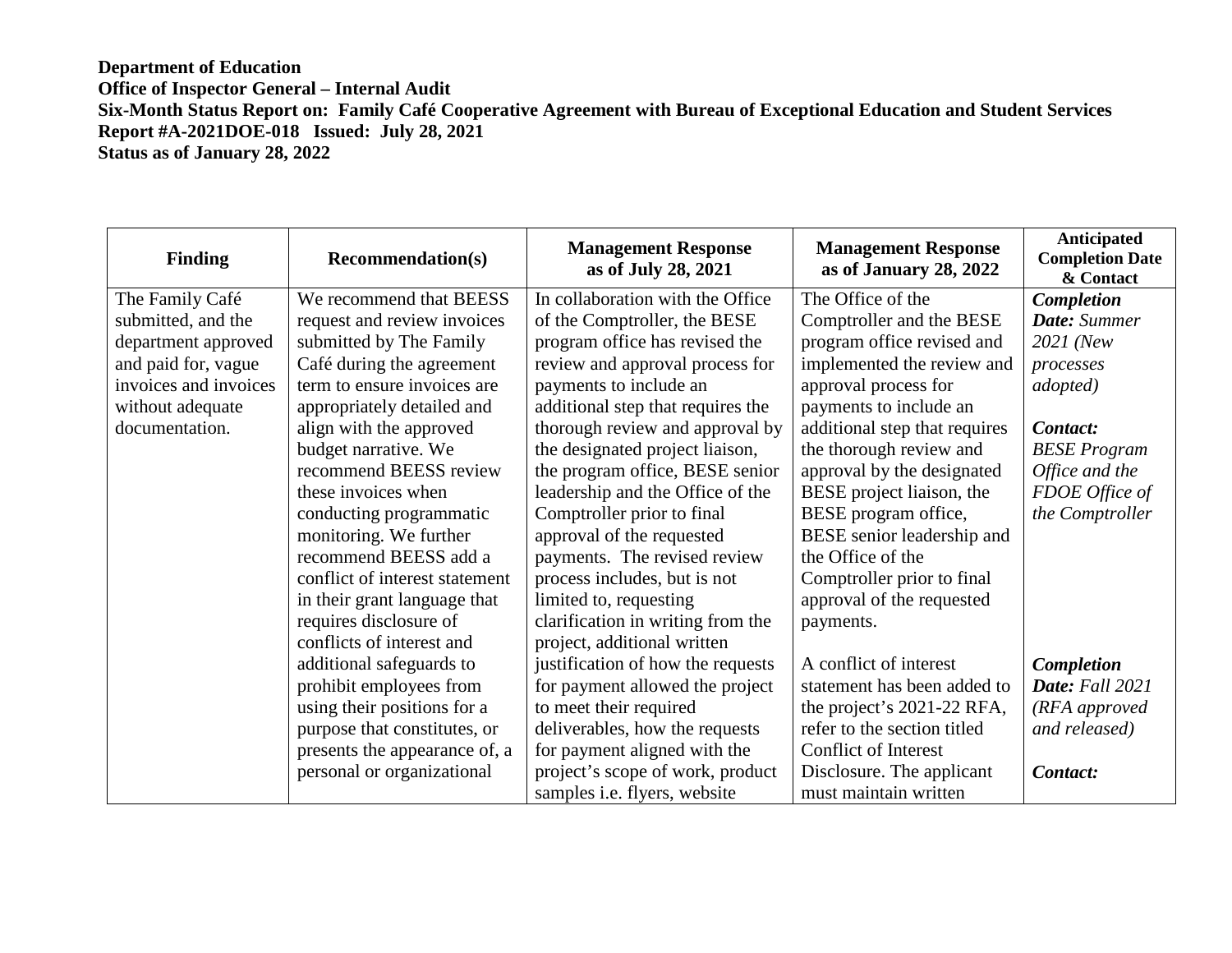**Department of Education**
**Office of Inspector General – Internal Audit**
**Six-Month Status Report on: Family Café Cooperative Agreement with Bureau of Exceptional Education and Student Services**
**Report #A-2021DOE-018 Issued: July 28, 2021**
**Status as of January 28, 2022**

| Finding | Recommendation(s) | Management Response as of July 28, 2021 | Management Response as of January 28, 2022 | Anticipated Completion Date & Contact |
|---|---|---|---|---|
| The Family Café submitted, and the department approved and paid for, vague invoices and invoices without adequate documentation. | We recommend that BEESS request and review invoices submitted by The Family Café during the agreement term to ensure invoices are appropriately detailed and align with the approved budget narrative. We recommend BEESS review these invoices when conducting programmatic monitoring. We further recommend BEESS add a conflict of interest statement in their grant language that requires disclosure of conflicts of interest and additional safeguards to prohibit employees from using their positions for a purpose that constitutes, or presents the appearance of, a personal or organizational | In collaboration with the Office of the Comptroller, the BESE program office has revised the review and approval process for payments to include an additional step that requires the thorough review and approval by the designated project liaison, the program office, BESE senior leadership and the Office of the Comptroller prior to final approval of the requested payments. The revised review process includes, but is not limited to, requesting clarification in writing from the project, additional written justification of how the requests for payment allowed the project to meet their required deliverables, how the requests for payment aligned with the project's scope of work, product samples i.e. flyers, website | The Office of the Comptroller and the BESE program office revised and implemented the review and approval process for payments to include an additional step that requires the thorough review and approval by the designated BESE project liaison, the BESE program office, BESE senior leadership and the Office of the Comptroller prior to final approval of the requested payments.<br><br>A conflict of interest statement has been added to the project's 2021-22 RFA, refer to the section titled Conflict of Interest Disclosure. The applicant must maintain written | ***Completion Date:*** *Summer 2021 (New processes adopted)*<br><br>***Contact:*** *BESE Program Office and the FDOE Office of the Comptroller*<br><br>***Completion Date:*** *Fall 2021 (RFA approved and released)*<br><br>***Contact:*** |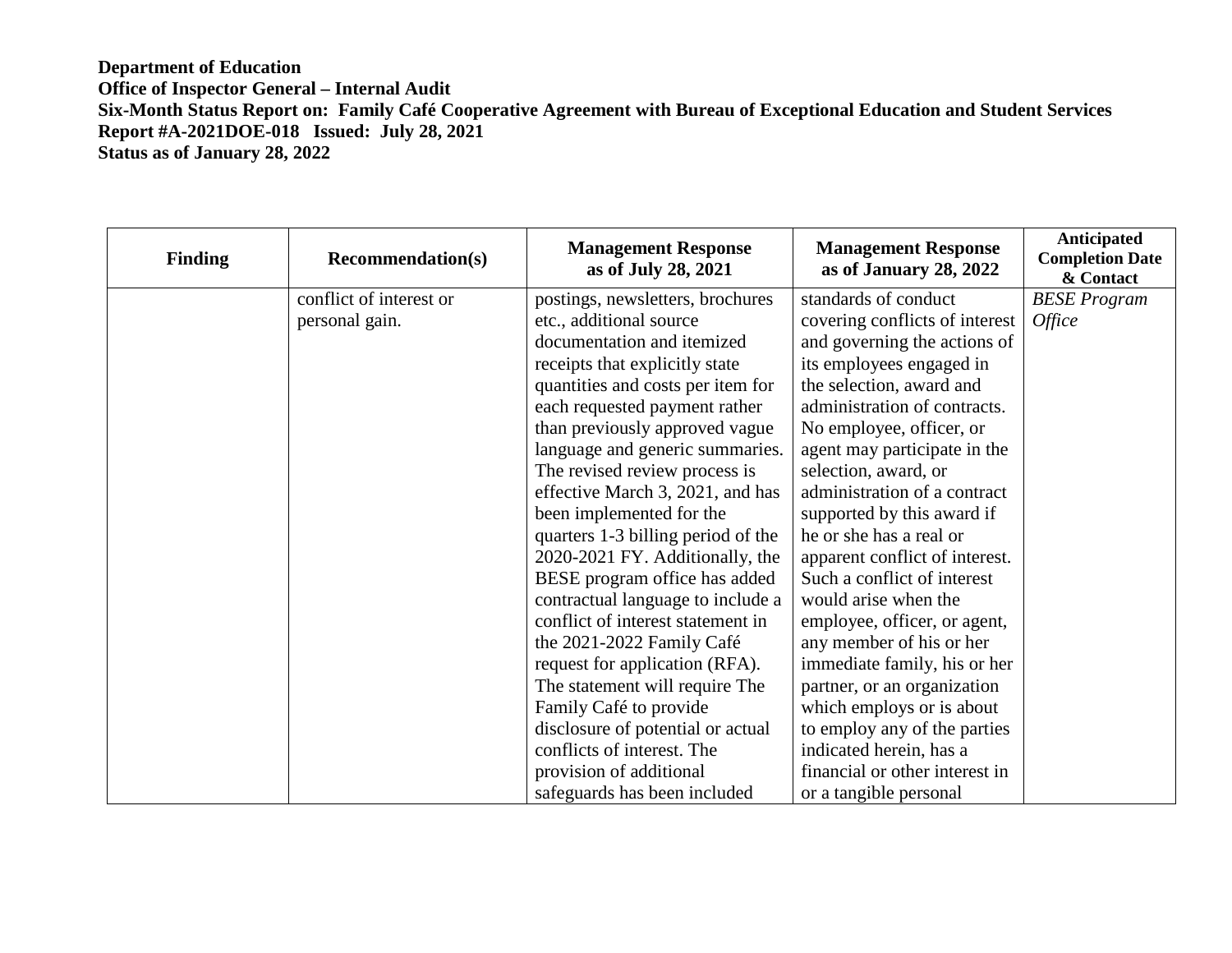**Department of Education**
**Office of Inspector General – Internal Audit**
**Six-Month Status Report on: Family Café Cooperative Agreement with Bureau of Exceptional Education and Student Services**
**Report #A-2021DOE-018 Issued: July 28, 2021**
**Status as of January 28, 2022**

| Finding | Recommendation(s) | Management Response as of July 28, 2021 | Management Response as of January 28, 2022 | Anticipated Completion Date & Contact |
|---|---|---|---|---|
| | conflict of interest or personal gain. | postings, newsletters, brochures etc., additional source documentation and itemized receipts that explicitly state quantities and costs per item for each requested payment rather than previously approved vague language and generic summaries. The revised review process is effective March 3, 2021, and has been implemented for the quarters 1-3 billing period of the 2020-2021 FY. Additionally, the BESE program office has added contractual language to include a conflict of interest statement in the 2021-2022 Family Café request for application (RFA). The statement will require The Family Café to provide disclosure of potential or actual conflicts of interest. The provision of additional safeguards has been included | standards of conduct covering conflicts of interest and governing the actions of its employees engaged in the selection, award and administration of contracts. No employee, officer, or agent may participate in the selection, award, or administration of a contract supported by this award if he or she has a real or apparent conflict of interest. Such a conflict of interest would arise when the employee, officer, or agent, any member of his or her immediate family, his or her partner, or an organization which employs or is about to employ any of the parties indicated herein, has a financial or other interest in or a tangible personal | *BESE Program Office* |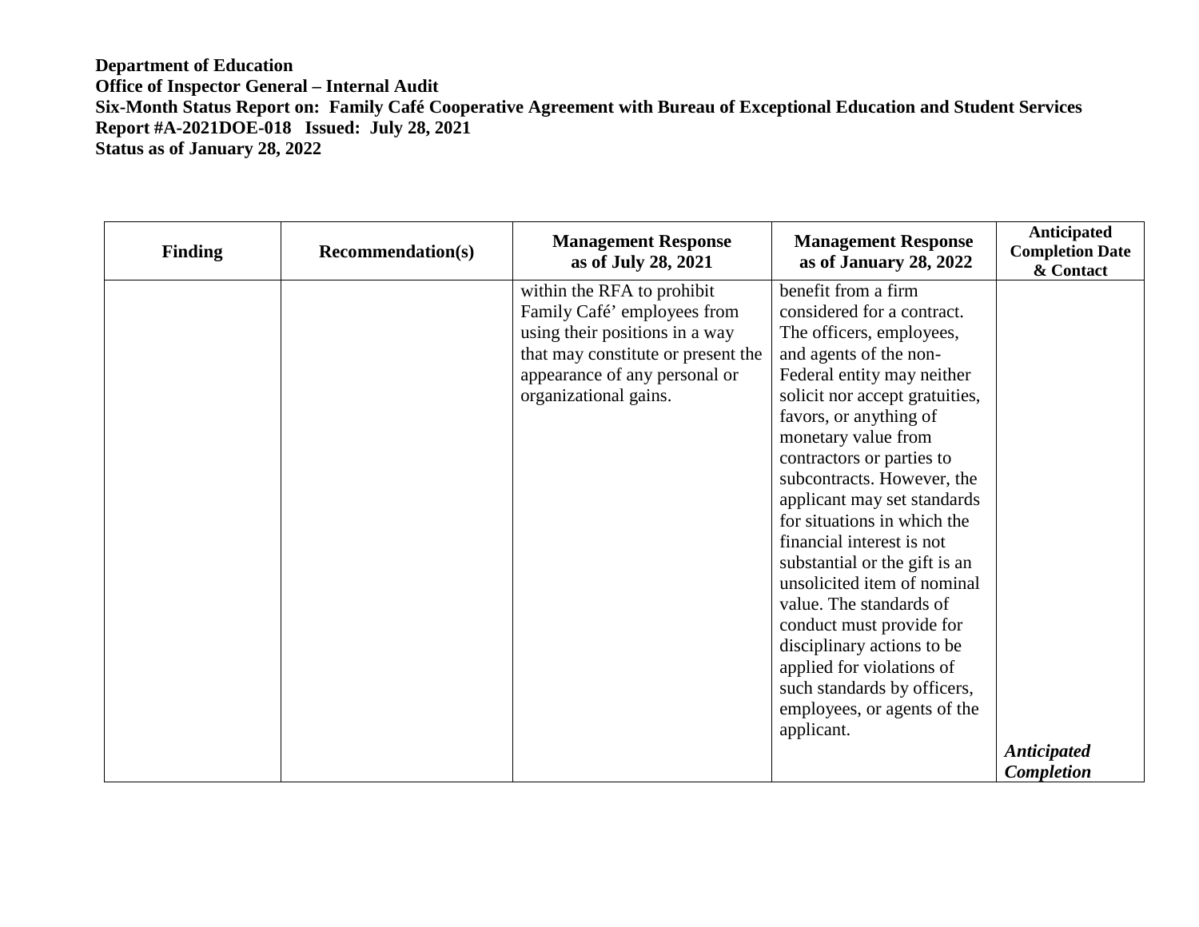**Department of Education**
**Office of Inspector General – Internal Audit**
**Six-Month Status Report on: Family Café Cooperative Agreement with Bureau of Exceptional Education and Student Services**
**Report #A-2021DOE-018 Issued: July 28, 2021**
**Status as of January 28, 2022**

| Finding | Recommendation(s) | Management Response as of July 28, 2021 | Management Response as of January 28, 2022 | Anticipated Completion Date & Contact |
|---|---|---|---|---|
| | | within the RFA to prohibit Family Café' employees from using their positions in a way that may constitute or present the appearance of any personal or organizational gains. | benefit from a firm considered for a contract. The officers, employees, and agents of the non-Federal entity may neither solicit nor accept gratuities, favors, or anything of monetary value from contractors or parties to subcontracts. However, the applicant may set standards for situations in which the financial interest is not substantial or the gift is an unsolicited item of nominal value. The standards of conduct must provide for disciplinary actions to be applied for violations of such standards by officers, employees, or agents of the applicant. | ***Anticipated Completion*** |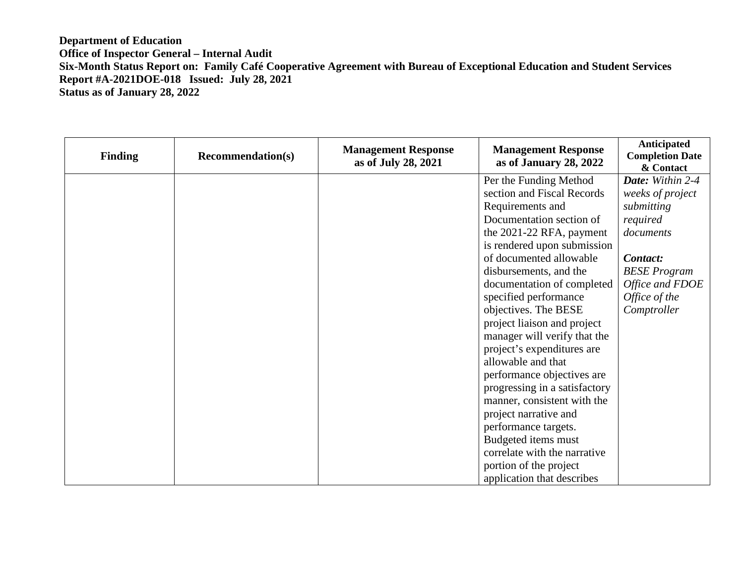**Department of Education**
**Office of Inspector General – Internal Audit**
**Six-Month Status Report on: Family Café Cooperative Agreement with Bureau of Exceptional Education and Student Services**
**Report #A-2021DOE-018 Issued: July 28, 2021**
**Status as of January 28, 2022**

| Finding | Recommendation(s) | Management Response as of July 28, 2021 | Management Response as of January 28, 2022 | Anticipated Completion Date & Contact |
|---|---|---|---|---|
| | | | Per the Funding Method section and Fiscal Records Requirements and Documentation section of the 2021-22 RFA, payment is rendered upon submission of documented allowable disbursements, and the documentation of completed specified performance objectives. The BESE project liaison and project manager will verify that the project's expenditures are allowable and that performance objectives are progressing in a satisfactory manner, consistent with the project narrative and performance targets. Budgeted items must correlate with the narrative portion of the project application that describes | ***Date:*** *Within 2-4 weeks of project submitting required documents*<br><br>***Contact:*** *BESE Program Office and FDOE Office of the Comptroller* |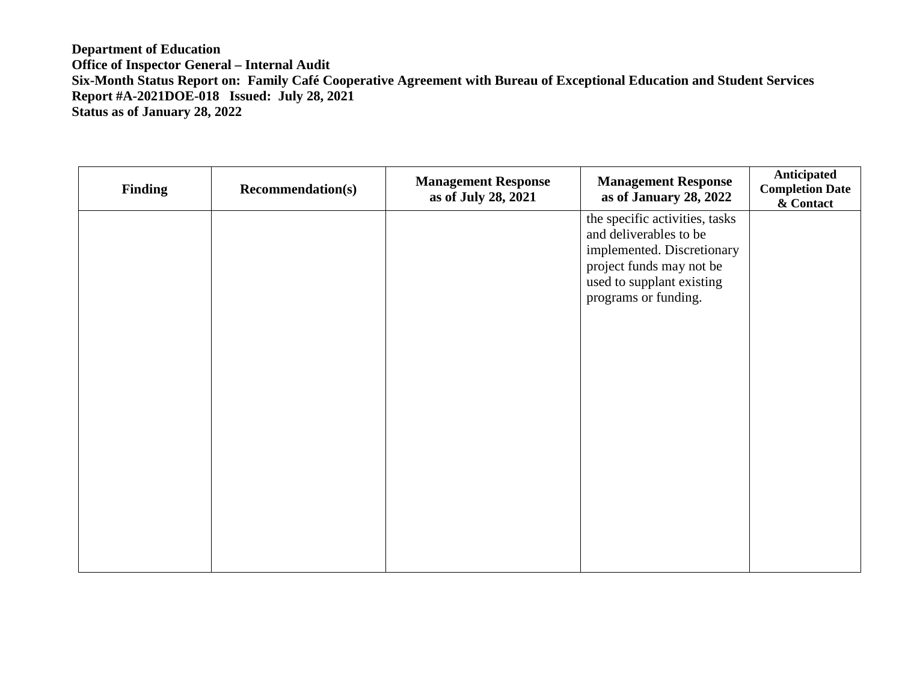**Department of Education**
**Office of Inspector General – Internal Audit**
**Six-Month Status Report on: Family Café Cooperative Agreement with Bureau of Exceptional Education and Student Services**
**Report #A-2021DOE-018 Issued: July 28, 2021**
**Status as of January 28, 2022**

| Finding | Recommendation(s) | Management Response as of July 28, 2021 | Management Response as of January 28, 2022 | Anticipated Completion Date & Contact |
|---|---|---|---|---|
| | | | the specific activities, tasks and deliverables to be implemented. Discretionary project funds may not be used to supplant existing programs or funding. | |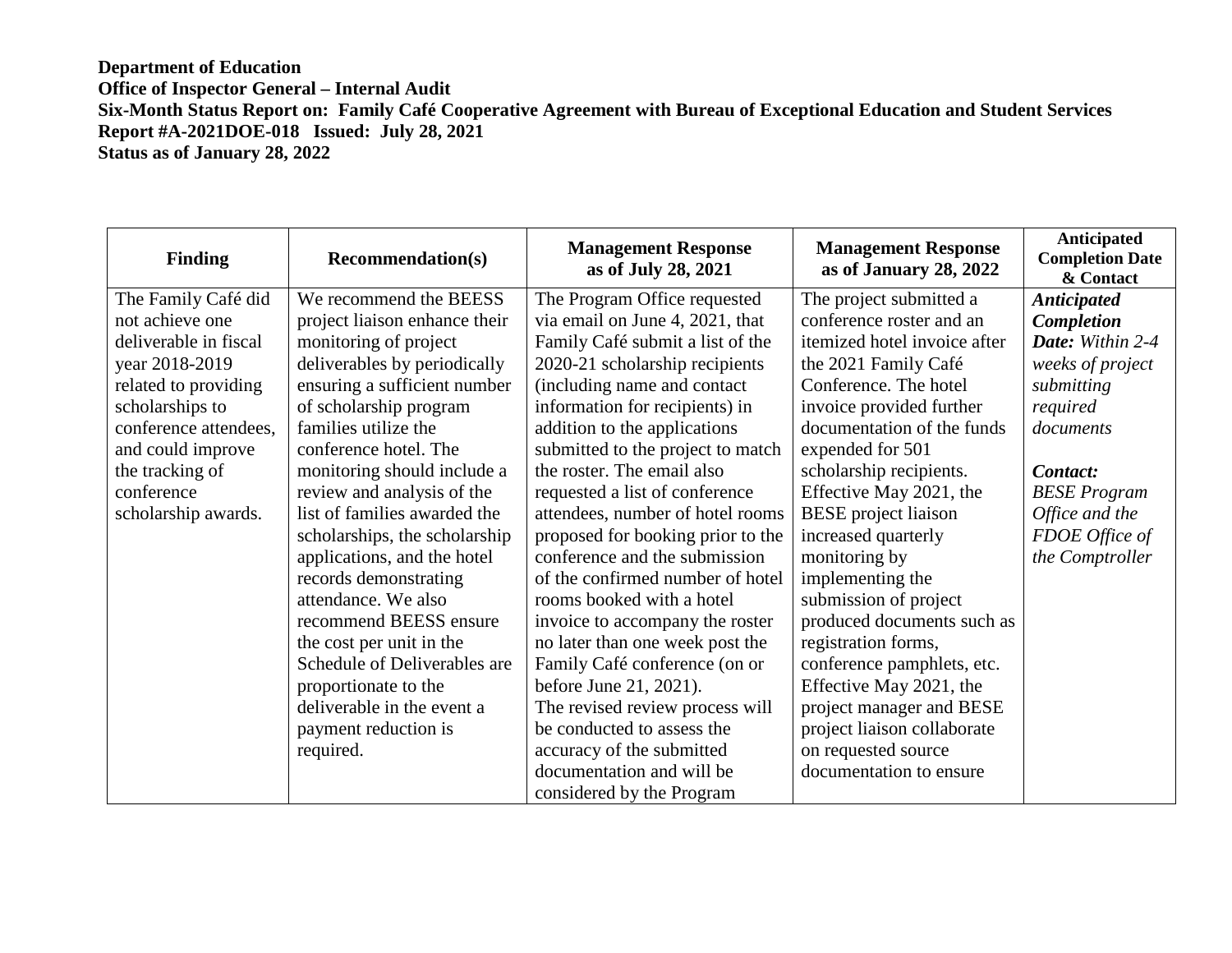**Department of Education**
**Office of Inspector General – Internal Audit**
**Six-Month Status Report on: Family Café Cooperative Agreement with Bureau of Exceptional Education and Student Services**
**Report #A-2021DOE-018 Issued: July 28, 2021**
**Status as of January 28, 2022**

| Finding | Recommendation(s) | Management Response as of July 28, 2021 | Management Response as of January 28, 2022 | Anticipated Completion Date & Contact |
|---|---|---|---|---|
| The Family Café did not achieve one deliverable in fiscal year 2018-2019 related to providing scholarships to conference attendees, and could improve the tracking of conference scholarship awards. | We recommend the BEESS project liaison enhance their monitoring of project deliverables by periodically ensuring a sufficient number of scholarship program families utilize the conference hotel. The monitoring should include a review and analysis of the list of families awarded the scholarships, the scholarship applications, and the hotel records demonstrating attendance. We also recommend BEESS ensure the cost per unit in the Schedule of Deliverables are proportionate to the deliverable in the event a payment reduction is required. | The Program Office requested via email on June 4, 2021, that Family Café submit a list of the 2020-21 scholarship recipients (including name and contact information for recipients) in addition to the applications submitted to the project to match the roster. The email also requested a list of conference attendees, number of hotel rooms proposed for booking prior to the conference and the submission of the confirmed number of hotel rooms booked with a hotel invoice to accompany the roster no later than one week post the Family Café conference (on or before June 21, 2021).<br>The revised review process will be conducted to assess the accuracy of the submitted documentation and will be considered by the Program | The project submitted a conference roster and an itemized hotel invoice after the 2021 Family Café Conference. The hotel invoice provided further documentation of the funds expended for 501 scholarship recipients. Effective May 2021, the BESE project liaison increased quarterly monitoring by implementing the submission of project produced documents such as registration forms, conference pamphlets, etc. Effective May 2021, the project manager and BESE project liaison collaborate on requested source documentation to ensure | ***Anticipated Completion Date:*** *Within 2-4 weeks of project submitting required documents*<br><br>***Contact:*** *BESE Program Office and the FDOE Office of the Comptroller* |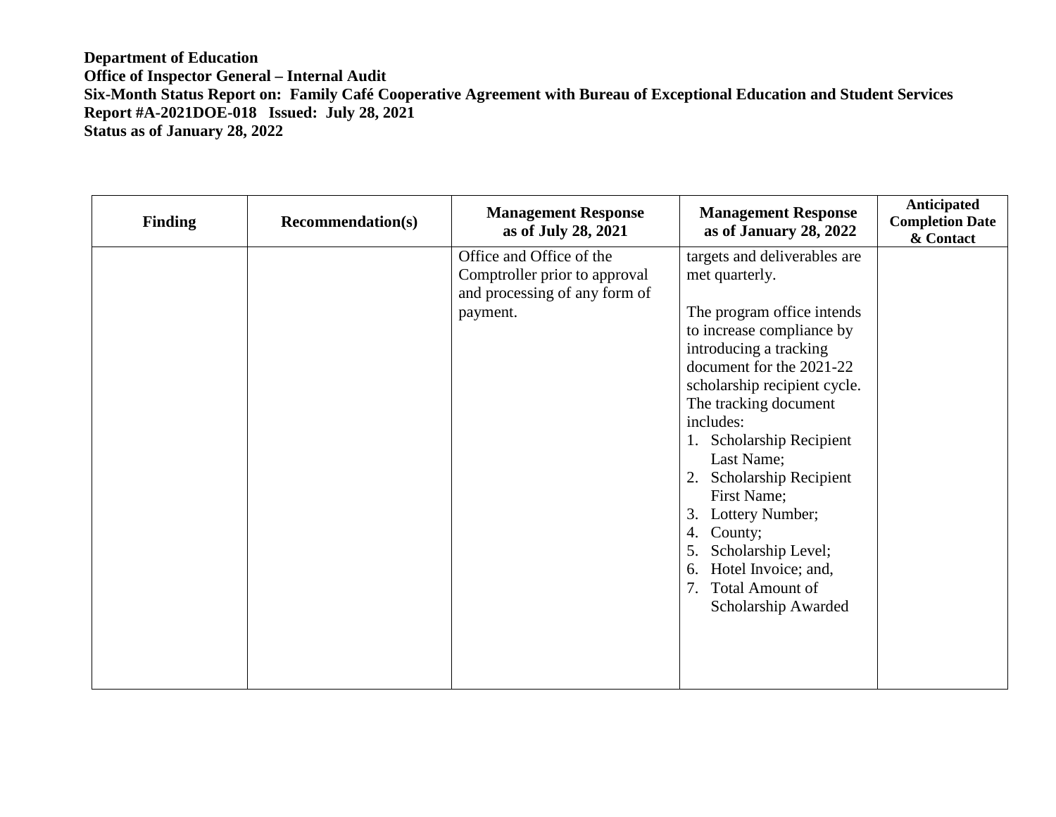**Department of Education**
**Office of Inspector General – Internal Audit**
**Six-Month Status Report on: Family Café Cooperative Agreement with Bureau of Exceptional Education and Student Services**
**Report #A-2021DOE-018 Issued: July 28, 2021**
**Status as of January 28, 2022**

| Finding | Recommendation(s) | Management Response as of July 28, 2021 | Management Response as of January 28, 2022 | Anticipated Completion Date & Contact |
|---|---|---|---|---|
| | | Office and Office of the Comptroller prior to approval and processing of any form of payment. | targets and deliverables are met quarterly.<br><br>The program office intends to increase compliance by introducing a tracking document for the 2021-22 scholarship recipient cycle. The tracking document includes:<br>1. Scholarship Recipient Last Name;<br>2. Scholarship Recipient First Name;<br>3. Lottery Number;<br>4. County;<br>5. Scholarship Level;<br>6. Hotel Invoice; and,<br>7. Total Amount of Scholarship Awarded | |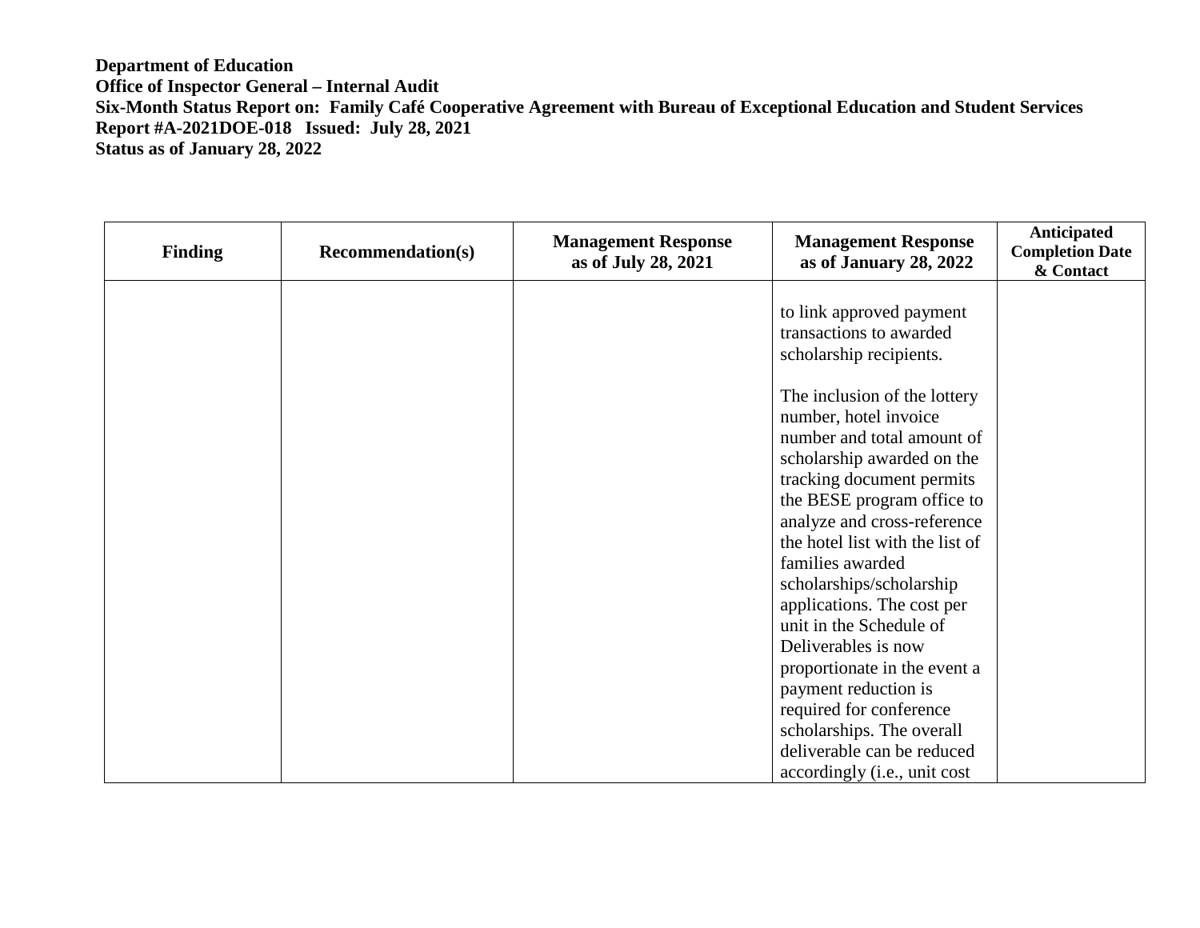**Department of Education**
**Office of Inspector General – Internal Audit**
**Six-Month Status Report on: Family Café Cooperative Agreement with Bureau of Exceptional Education and Student Services**
**Report #A-2021DOE-018 Issued: July 28, 2021**
**Status as of January 28, 2022**

| Finding | Recommendation(s) | Management Response as of July 28, 2021 | Management Response as of January 28, 2022 | Anticipated Completion Date & Contact |
|---|---|---|---|---|
| | | | to link approved payment transactions to awarded scholarship recipients.<br><br>The inclusion of the lottery number, hotel invoice number and total amount of scholarship awarded on the tracking document permits the BESE program office to analyze and cross-reference the hotel list with the list of families awarded scholarships/scholarship applications. The cost per unit in the Schedule of Deliverables is now proportionate in the event a payment reduction is required for conference scholarships. The overall deliverable can be reduced accordingly (i.e., unit cost | |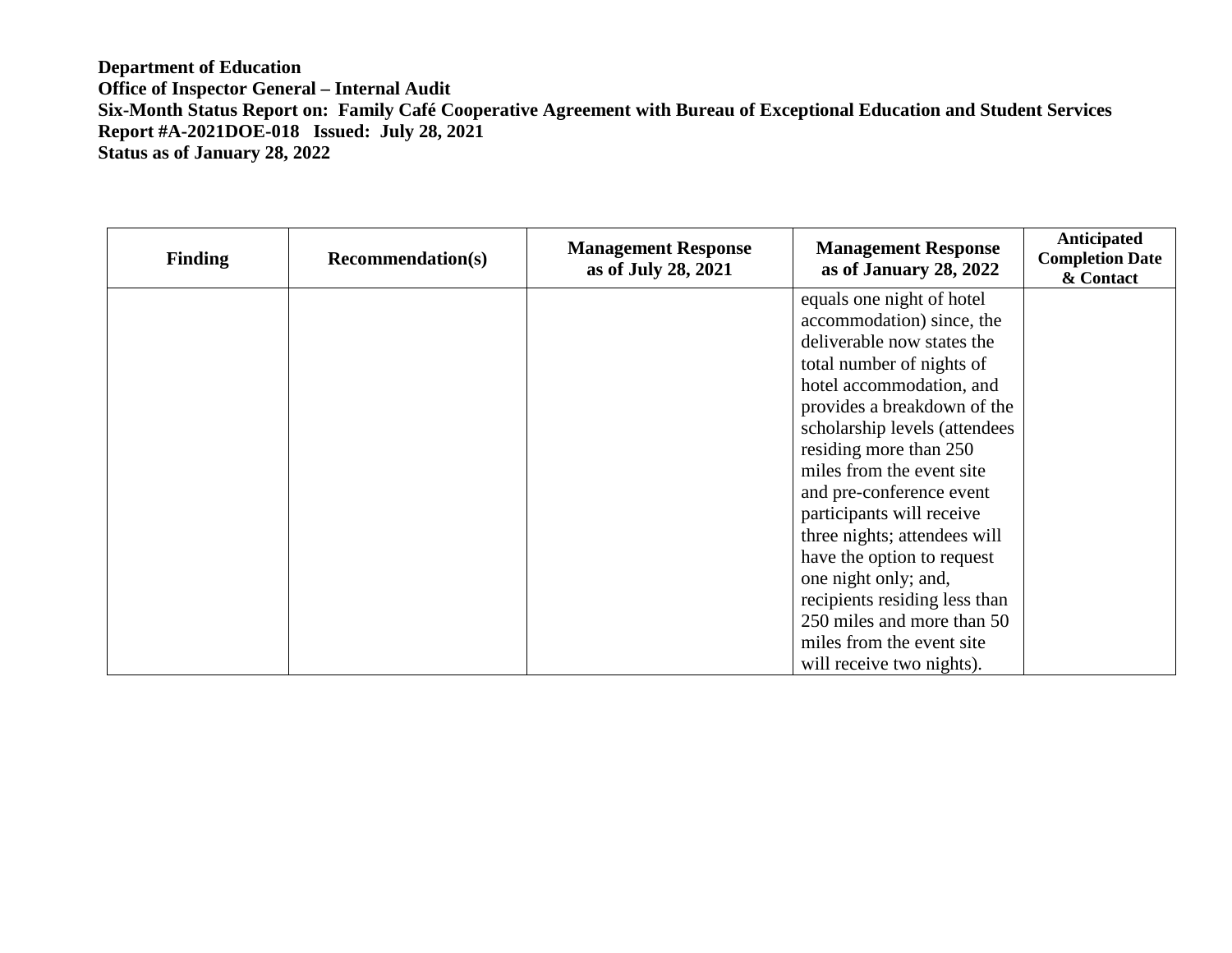**Department of Education**
**Office of Inspector General – Internal Audit**
**Six-Month Status Report on: Family Café Cooperative Agreement with Bureau of Exceptional Education and Student Services**
**Report #A-2021DOE-018 Issued: July 28, 2021**
**Status as of January 28, 2022**

| Finding | Recommendation(s) | Management Response as of July 28, 2021 | Management Response as of January 28, 2022 | Anticipated Completion Date & Contact |
|---|---|---|---|---|
| | | | equals one night of hotel accommodation) since, the deliverable now states the total number of nights of hotel accommodation, and provides a breakdown of the scholarship levels (attendees residing more than 250 miles from the event site and pre-conference event participants will receive three nights; attendees will have the option to request one night only; and, recipients residing less than 250 miles and more than 50 miles from the event site will receive two nights). | |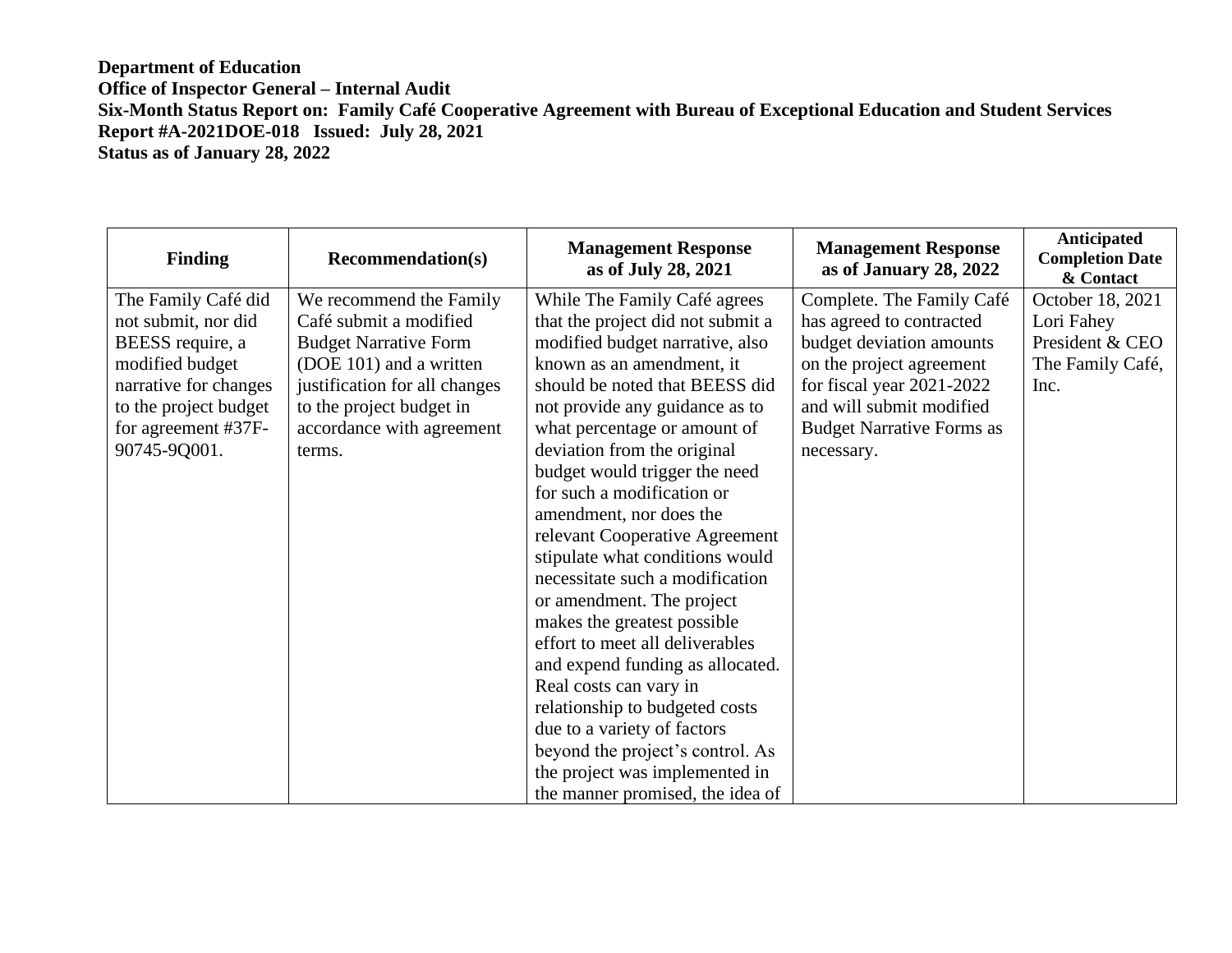**Department of Education**
**Office of Inspector General – Internal Audit**
**Six-Month Status Report on: Family Café Cooperative Agreement with Bureau of Exceptional Education and Student Services**
**Report #A-2021DOE-018 Issued: July 28, 2021**
**Status as of January 28, 2022**

| Finding | Recommendation(s) | Management Response as of July 28, 2021 | Management Response as of January 28, 2022 | Anticipated Completion Date & Contact |
|---|---|---|---|---|
| The Family Café did not submit, nor did BEESS require, a modified budget narrative for changes to the project budget for agreement #37F-90745-9Q001. | We recommend the Family Café submit a modified Budget Narrative Form (DOE 101) and a written justification for all changes to the project budget in accordance with agreement terms. | While The Family Café agrees that the project did not submit a modified budget narrative, also known as an amendment, it should be noted that BEESS did not provide any guidance as to what percentage or amount of deviation from the original budget would trigger the need for such a modification or amendment, nor does the relevant Cooperative Agreement stipulate what conditions would necessitate such a modification or amendment. The project makes the greatest possible effort to meet all deliverables and expend funding as allocated. Real costs can vary in relationship to budgeted costs due to a variety of factors beyond the project's control. As the project was implemented in the manner promised, the idea of | Complete. The Family Café has agreed to contracted budget deviation amounts on the project agreement for fiscal year 2021-2022 and will submit modified Budget Narrative Forms as necessary. | October 18, 2021 Lori Fahey President & CEO The Family Café, Inc. |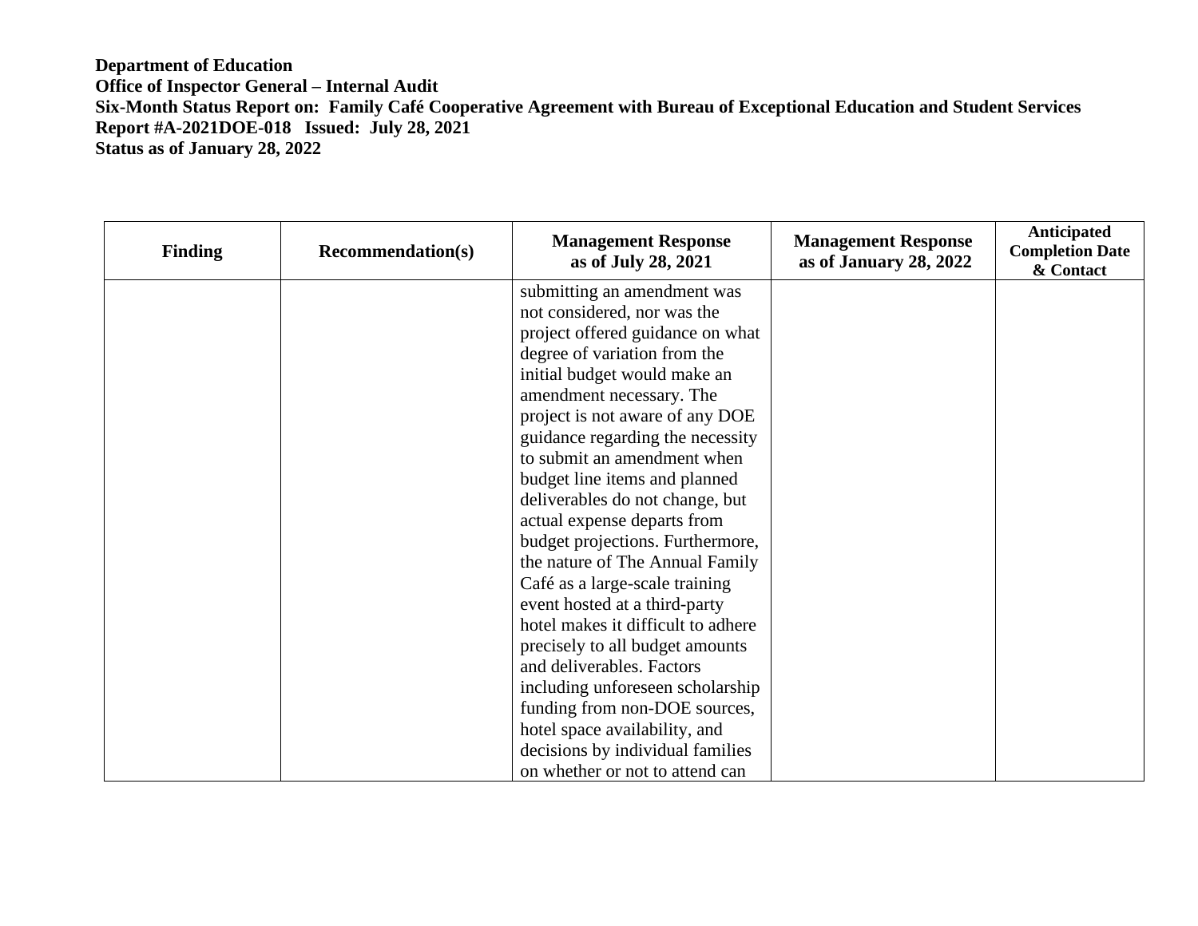**Department of Education**
**Office of Inspector General – Internal Audit**
**Six-Month Status Report on: Family Café Cooperative Agreement with Bureau of Exceptional Education and Student Services**
**Report #A-2021DOE-018 Issued: July 28, 2021**
**Status as of January 28, 2022**

| Finding | Recommendation(s) | Management Response as of July 28, 2021 | Management Response as of January 28, 2022 | Anticipated Completion Date & Contact |
|---|---|---|---|---|
| | | submitting an amendment was not considered, nor was the project offered guidance on what degree of variation from the initial budget would make an amendment necessary. The project is not aware of any DOE guidance regarding the necessity to submit an amendment when budget line items and planned deliverables do not change, but actual expense departs from budget projections. Furthermore, the nature of The Annual Family Café as a large-scale training event hosted at a third-party hotel makes it difficult to adhere precisely to all budget amounts and deliverables. Factors including unforeseen scholarship funding from non-DOE sources, hotel space availability, and decisions by individual families on whether or not to attend can | | |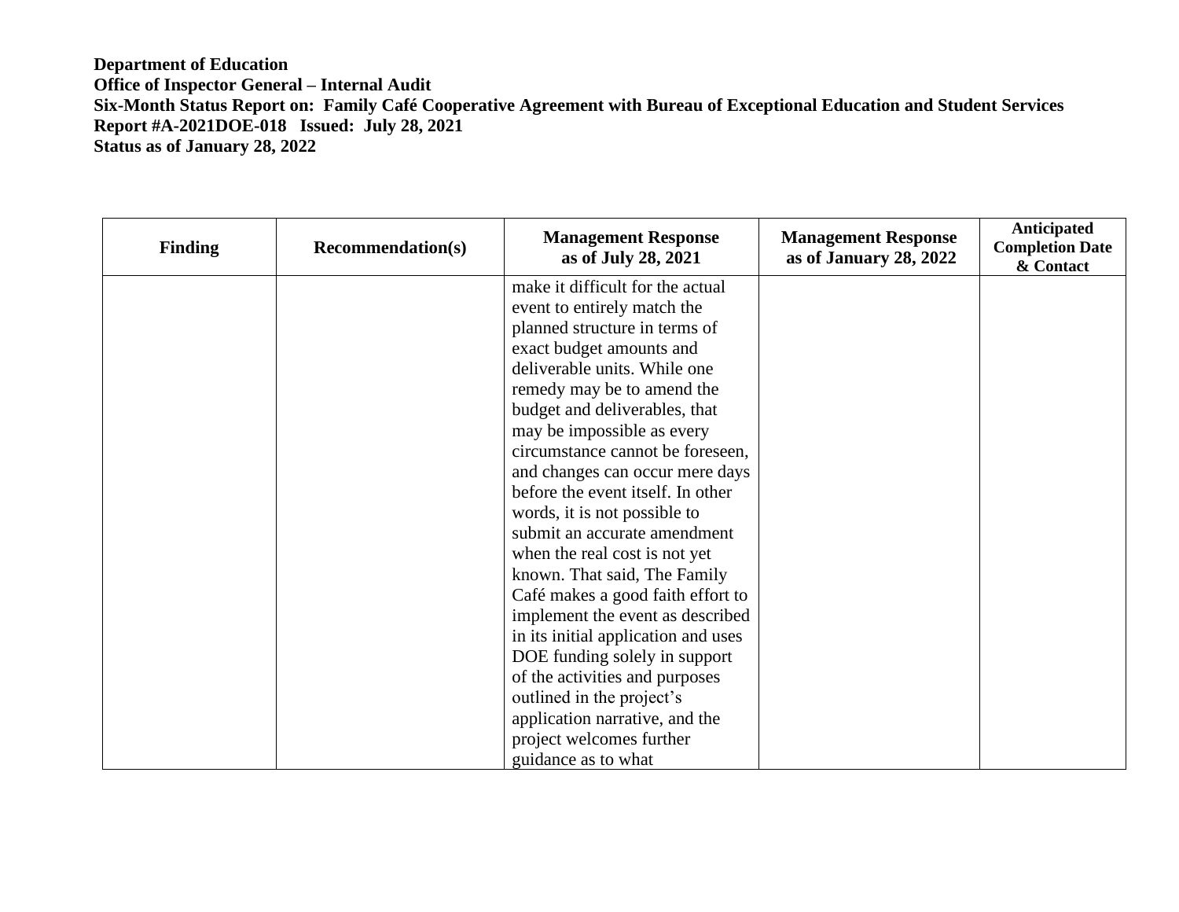**Department of Education**
**Office of Inspector General – Internal Audit**
**Six-Month Status Report on: Family Café Cooperative Agreement with Bureau of Exceptional Education and Student Services**
**Report #A-2021DOE-018 Issued: July 28, 2021**
**Status as of January 28, 2022**

| Finding | Recommendation(s) | Management Response as of July 28, 2021 | Management Response as of January 28, 2022 | Anticipated Completion Date & Contact |
|---|---|---|---|---|
| | | make it difficult for the actual event to entirely match the planned structure in terms of exact budget amounts and deliverable units. While one remedy may be to amend the budget and deliverables, that may be impossible as every circumstance cannot be foreseen, and changes can occur mere days before the event itself. In other words, it is not possible to submit an accurate amendment when the real cost is not yet known. That said, The Family Café makes a good faith effort to implement the event as described in its initial application and uses DOE funding solely in support of the activities and purposes outlined in the project's application narrative, and the project welcomes further guidance as to what | | |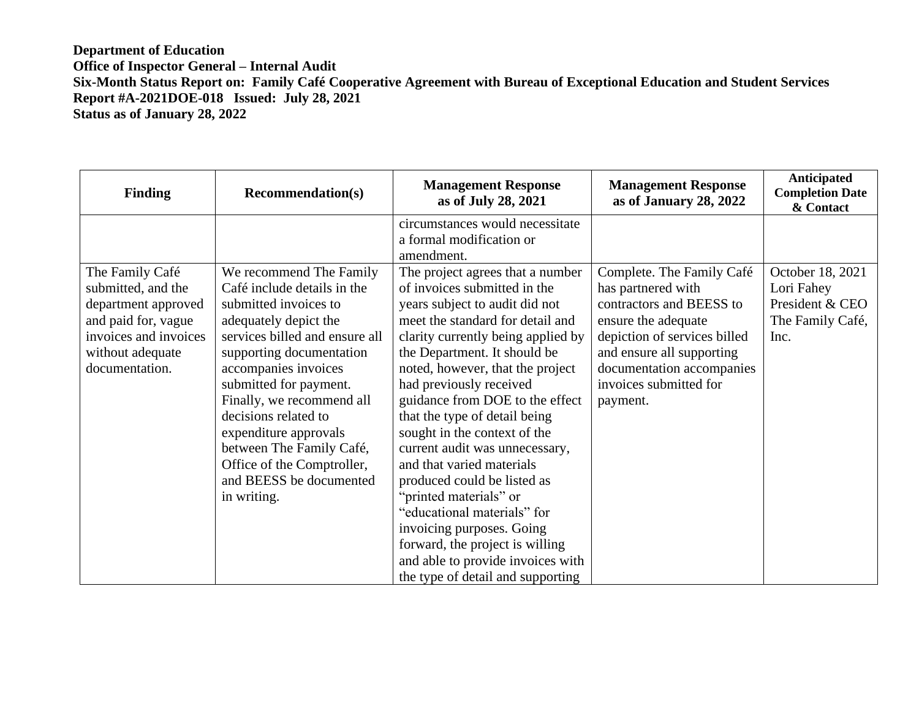**Department of Education**
**Office of Inspector General – Internal Audit**
**Six-Month Status Report on: Family Café Cooperative Agreement with Bureau of Exceptional Education and Student Services**
**Report #A-2021DOE-018 Issued: July 28, 2021**
**Status as of January 28, 2022**

| Finding | Recommendation(s) | Management Response as of July 28, 2021 | Management Response as of January 28, 2022 | Anticipated Completion Date & Contact |
|---|---|---|---|---|
| | | circumstances would necessitate a formal modification or amendment. | | |
| The Family Café submitted, and the department approved and paid for, vague invoices and invoices without adequate documentation. | We recommend The Family Café include details in the submitted invoices to adequately depict the services billed and ensure all supporting documentation accompanies invoices submitted for payment. Finally, we recommend all decisions related to expenditure approvals between The Family Café, Office of the Comptroller, and BEESS be documented in writing. | The project agrees that a number of invoices submitted in the years subject to audit did not meet the standard for detail and clarity currently being applied by the Department. It should be noted, however, that the project had previously received guidance from DOE to the effect that the type of detail being sought in the context of the current audit was unnecessary, and that varied materials produced could be listed as "printed materials" or "educational materials" for invoicing purposes. Going forward, the project is willing and able to provide invoices with the type of detail and supporting | Complete. The Family Café has partnered with contractors and BEESS to ensure the adequate depiction of services billed and ensure all supporting documentation accompanies invoices submitted for payment. | October 18, 2021 Lori Fahey President & CEO The Family Café, Inc. |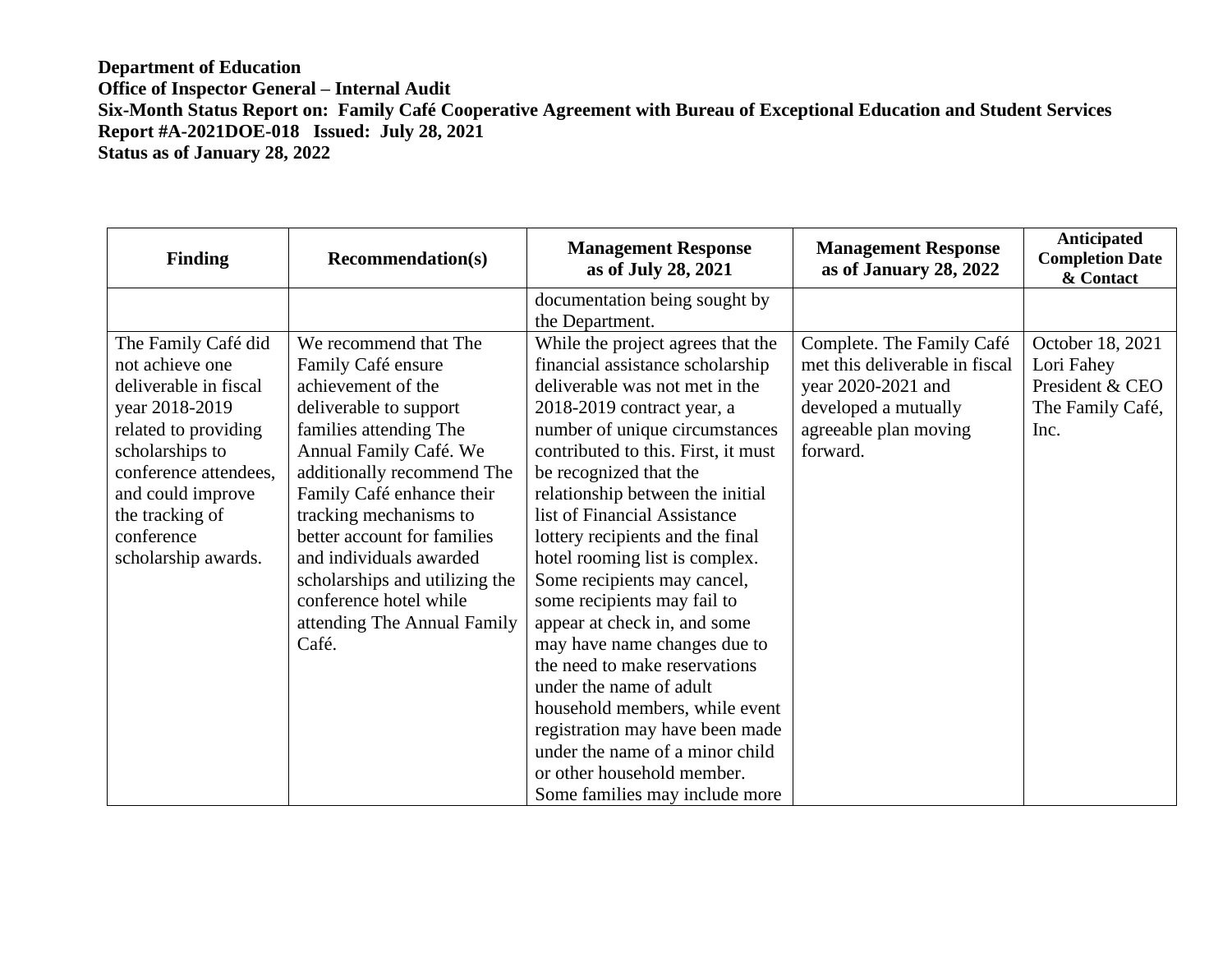**Department of Education**
**Office of Inspector General – Internal Audit**
**Six-Month Status Report on: Family Café Cooperative Agreement with Bureau of Exceptional Education and Student Services**
**Report #A-2021DOE-018 Issued: July 28, 2021**
**Status as of January 28, 2022**

| Finding | Recommendation(s) | Management Response as of July 28, 2021 | Management Response as of January 28, 2022 | Anticipated Completion Date & Contact |
|---|---|---|---|---|
| | | documentation being sought by the Department. | | |
| The Family Café did not achieve one deliverable in fiscal year 2018-2019 related to providing scholarships to conference attendees, and could improve the tracking of conference scholarship awards. | We recommend that The Family Café ensure achievement of the deliverable to support families attending The Annual Family Café. We additionally recommend The Family Café enhance their tracking mechanisms to better account for families and individuals awarded scholarships and utilizing the conference hotel while attending The Annual Family Café. | While the project agrees that the financial assistance scholarship deliverable was not met in the 2018-2019 contract year, a number of unique circumstances contributed to this. First, it must be recognized that the relationship between the initial list of Financial Assistance lottery recipients and the final hotel rooming list is complex. Some recipients may cancel, some recipients may fail to appear at check in, and some may have name changes due to the need to make reservations under the name of adult household members, while event registration may have been made under the name of a minor child or other household member. Some families may include more | Complete. The Family Café met this deliverable in fiscal year 2020-2021 and developed a mutually agreeable plan moving forward. | October 18, 2021 Lori Fahey President & CEO The Family Café, Inc. |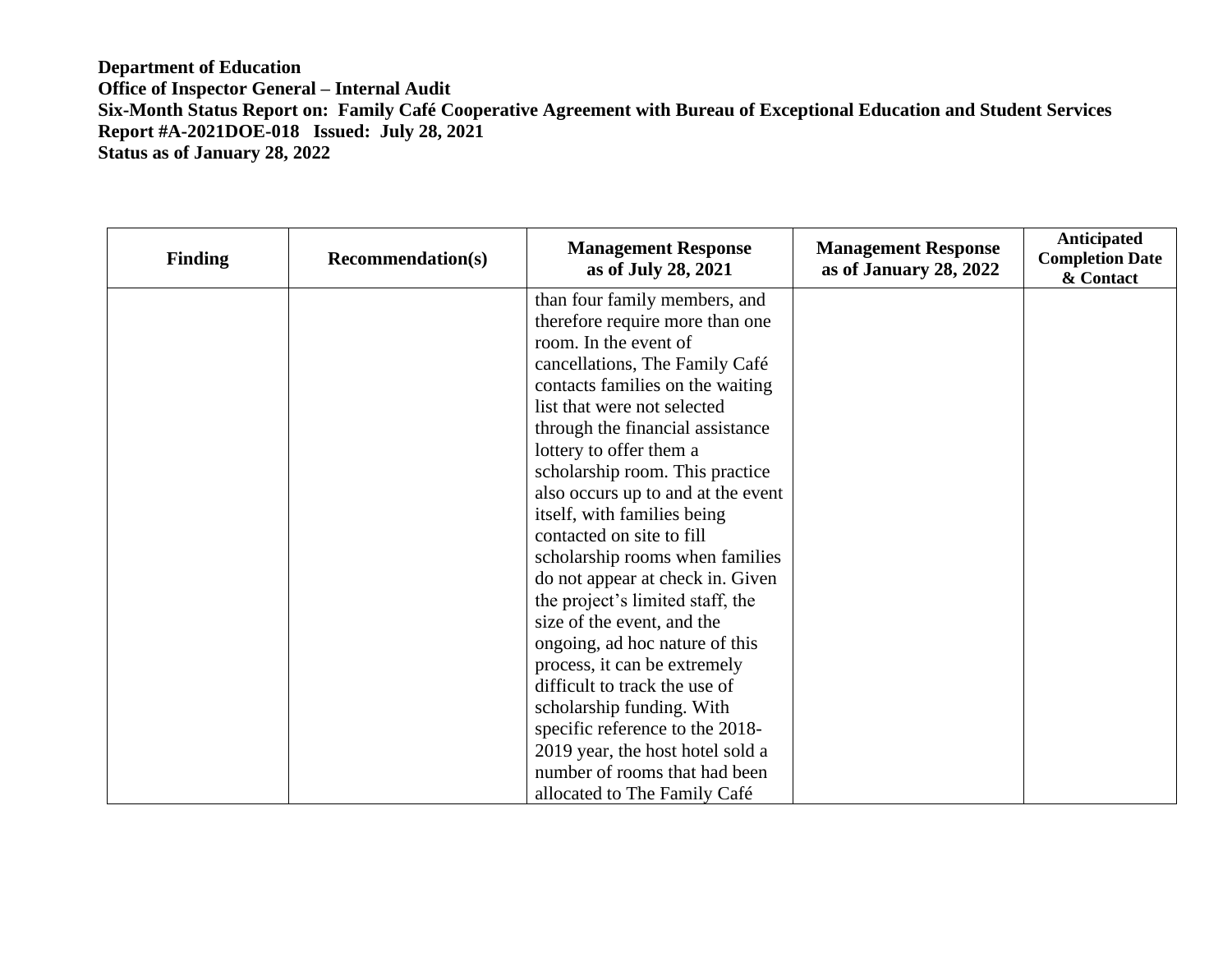**Department of Education**
**Office of Inspector General – Internal Audit**
**Six-Month Status Report on: Family Café Cooperative Agreement with Bureau of Exceptional Education and Student Services**
**Report #A-2021DOE-018 Issued: July 28, 2021**
**Status as of January 28, 2022**

| Finding | Recommendation(s) | Management Response as of July 28, 2021 | Management Response as of January 28, 2022 | Anticipated Completion Date & Contact |
| --- | --- | --- | --- | --- |
| | | than four family members, and therefore require more than one room. In the event of cancellations, The Family Café contacts families on the waiting list that were not selected through the financial assistance lottery to offer them a scholarship room. This practice also occurs up to and at the event itself, with families being contacted on site to fill scholarship rooms when families do not appear at check in. Given the project's limited staff, the size of the event, and the ongoing, ad hoc nature of this process, it can be extremely difficult to track the use of scholarship funding. With specific reference to the 2018-2019 year, the host hotel sold a number of rooms that had been allocated to The Family Café | | |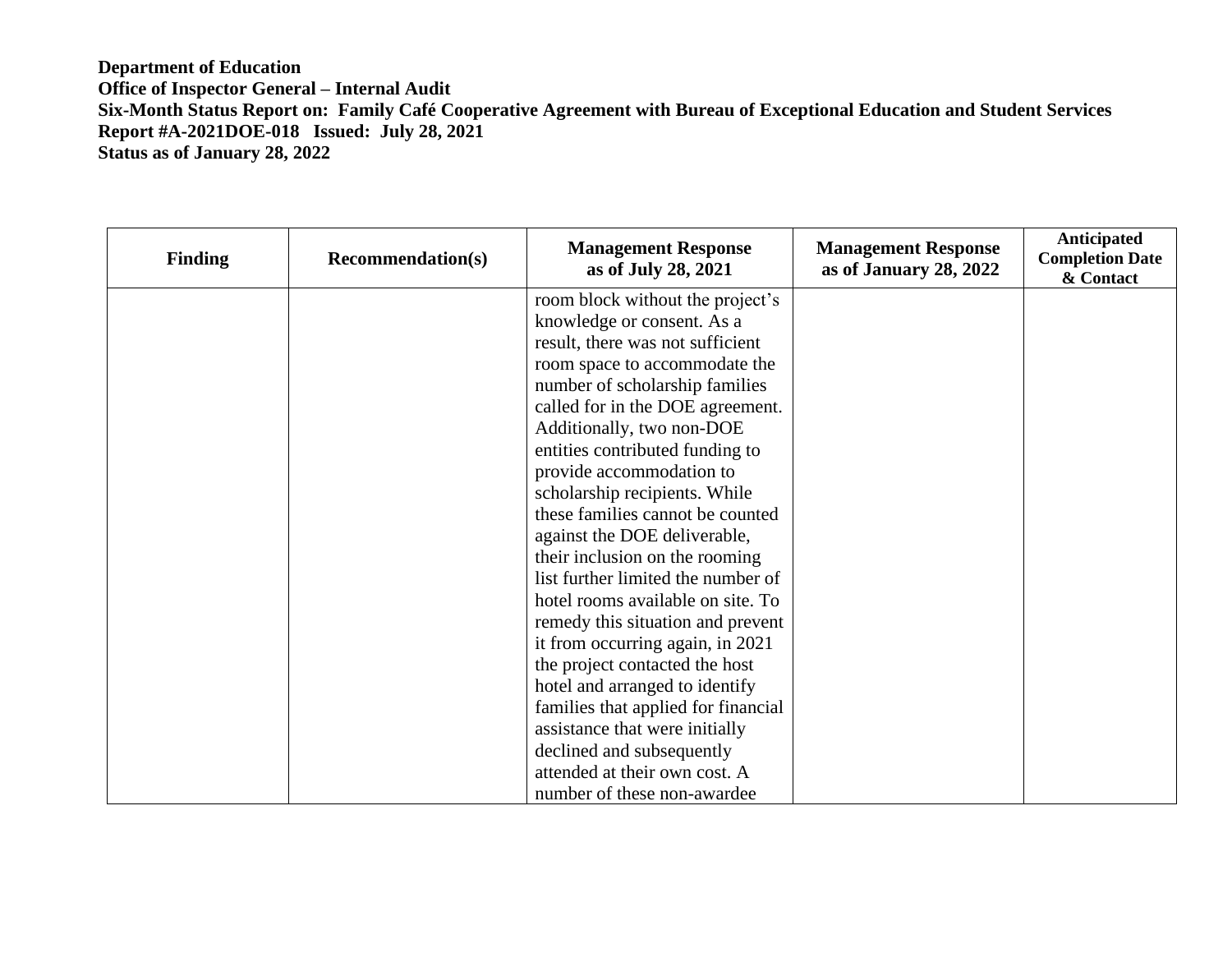**Department of Education**
**Office of Inspector General – Internal Audit**
**Six-Month Status Report on: Family Café Cooperative Agreement with Bureau of Exceptional Education and Student Services**
**Report #A-2021DOE-018 Issued: July 28, 2021**
**Status as of January 28, 2022**

| Finding | Recommendation(s) | Management Response as of July 28, 2021 | Management Response as of January 28, 2022 | Anticipated Completion Date & Contact |
|---|---|---|---|---|
| | | room block without the project's knowledge or consent. As a result, there was not sufficient room space to accommodate the number of scholarship families called for in the DOE agreement. Additionally, two non-DOE entities contributed funding to provide accommodation to scholarship recipients. While these families cannot be counted against the DOE deliverable, their inclusion on the rooming list further limited the number of hotel rooms available on site. To remedy this situation and prevent it from occurring again, in 2021 the project contacted the host hotel and arranged to identify families that applied for financial assistance that were initially declined and subsequently attended at their own cost. A number of these non-awardee | | |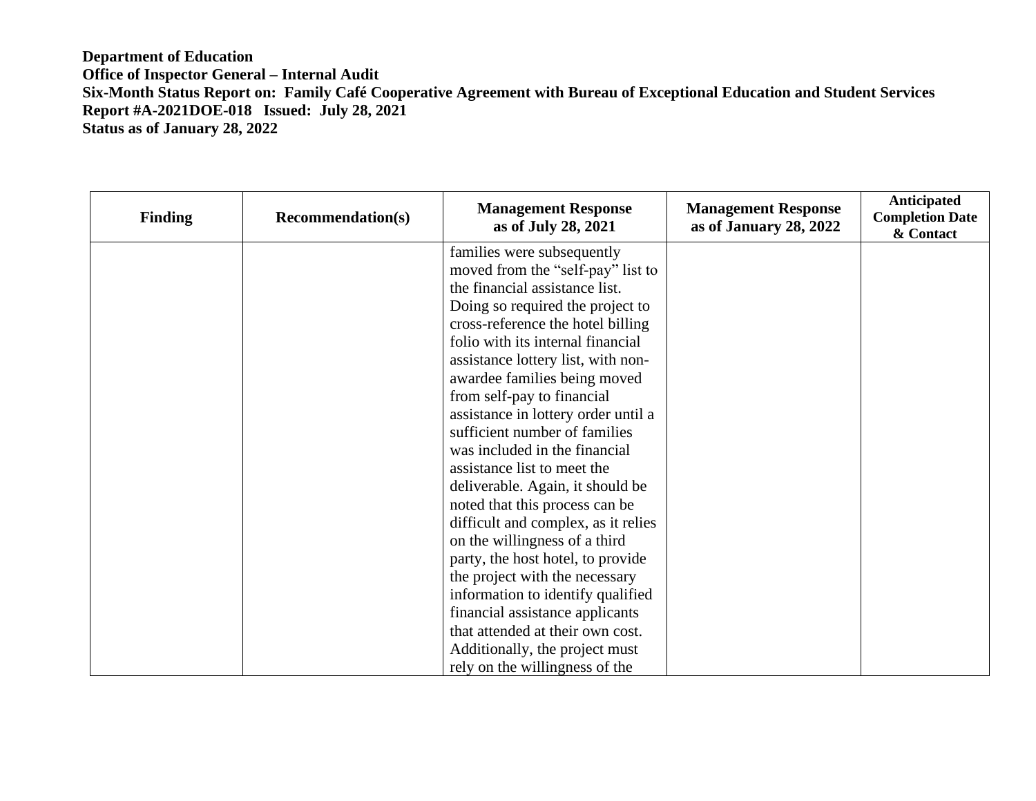**Department of Education**
**Office of Inspector General – Internal Audit**
**Six-Month Status Report on: Family Café Cooperative Agreement with Bureau of Exceptional Education and Student Services**
**Report #A-2021DOE-018 Issued: July 28, 2021**
**Status as of January 28, 2022**

| Finding | Recommendation(s) | Management Response as of July 28, 2021 | Management Response as of January 28, 2022 | Anticipated Completion Date & Contact |
|---|---|---|---|---|
| | | families were subsequently moved from the "self-pay" list to the financial assistance list. Doing so required the project to cross-reference the hotel billing folio with its internal financial assistance lottery list, with non-awardee families being moved from self-pay to financial assistance in lottery order until a sufficient number of families was included in the financial assistance list to meet the deliverable. Again, it should be noted that this process can be difficult and complex, as it relies on the willingness of a third party, the host hotel, to provide the project with the necessary information to identify qualified financial assistance applicants that attended at their own cost. Additionally, the project must rely on the willingness of the | | |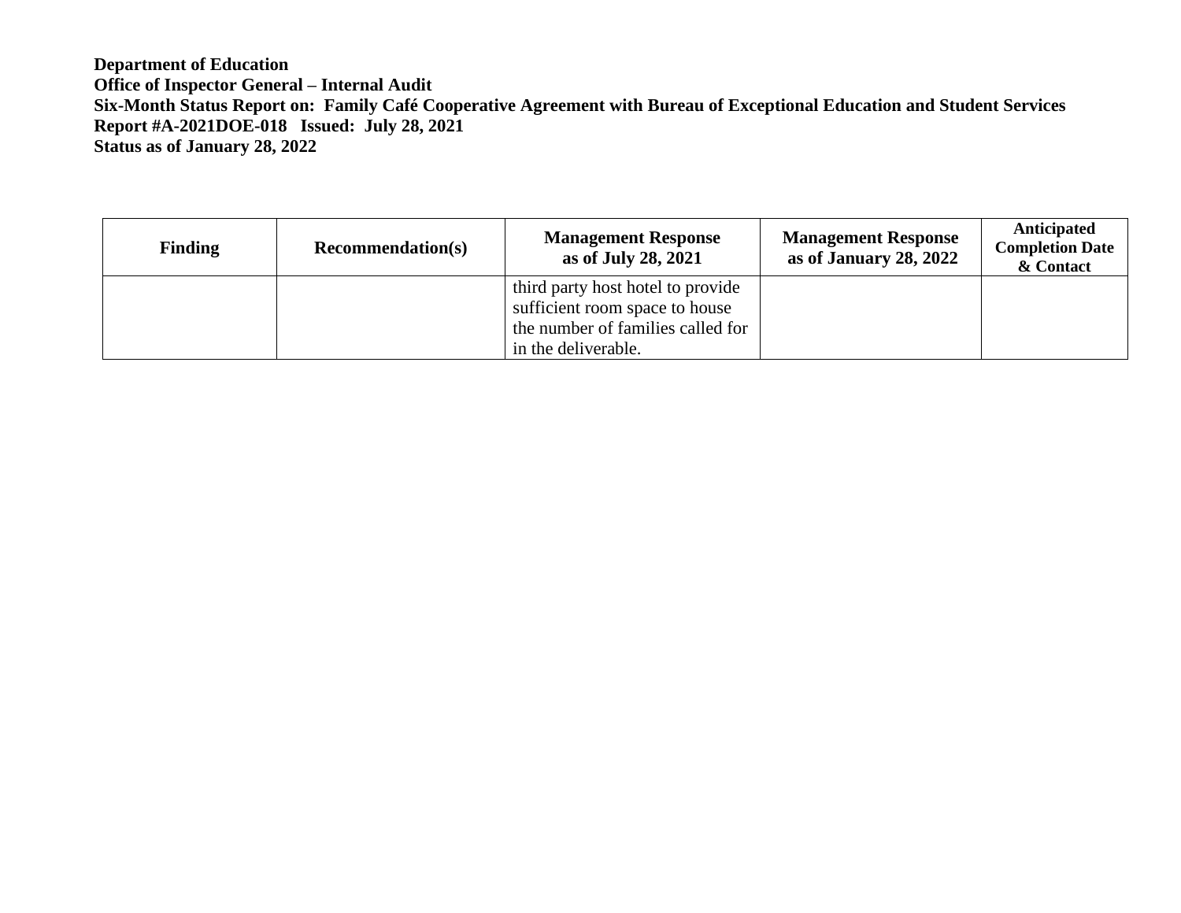**Department of Education**
**Office of Inspector General – Internal Audit**
**Six-Month Status Report on: Family Café Cooperative Agreement with Bureau of Exceptional Education and Student Services**
**Report #A-2021DOE-018 Issued: July 28, 2021**
**Status as of January 28, 2022**

| Finding | Recommendation(s) | Management Response as of July 28, 2021 | Management Response as of January 28, 2022 | Anticipated Completion Date & Contact |
|---|---|---|---|---|
| | | third party host hotel to provide sufficient room space to house the number of families called for in the deliverable. | | |